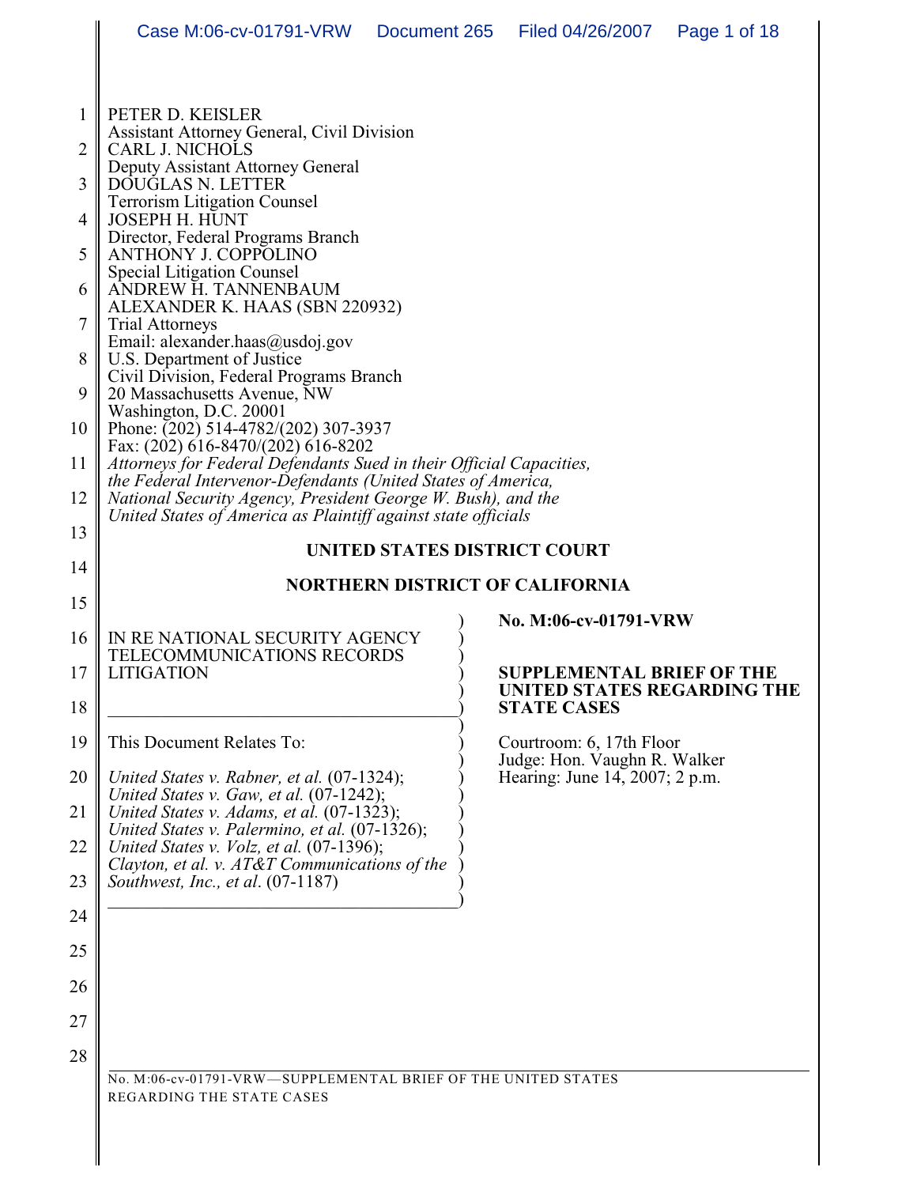PETER D. KEISLER
Assistant Attorney General, Civil Division
CARL J. NICHOLS
Deputy Assistant Attorney General
DOUGLAS N. LETTER
Terrorism Litigation Counsel
JOSEPH H. HUNT
Director, Federal Programs Branch
ANTHONY J. COPPOLINO
Special Litigation Counsel
ANDREW H. TANNENBAUM
ALEXANDER K. HAAS (SBN 220932)
Trial Attorneys
Email: alexander.haas@usdoj.gov
U.S. Department of Justice
Civil Division, Federal Programs Branch
20 Massachusetts Avenue, NW
Washington, D.C. 20001
Phone: (202) 514-4782/(202) 307-3937
Fax: (202) 616-8470/(202) 616-8202
*Attorneys for Federal Defendants Sued in their Official Capacities, the Federal Intervenor-Defendants (United States of America, National Security Agency, President George W. Bush), and the United States of America as Plaintiff against state officials*

**UNITED STATES DISTRICT COURT**

**NORTHERN DISTRICT OF CALIFORNIA**

IN RE NATIONAL SECURITY AGENCY TELECOMMUNICATIONS RECORDS LITIGATION

This Document Relates To:

*United States v. Rabner, et al.* (07-1324);
*United States v. Gaw, et al.* (07-1242);
*United States v. Adams, et al.* (07-1323);
*United States v. Palermino, et al.* (07-1326);
*United States v. Volz, et al.* (07-1396);
*Clayton, et al. v. AT&T Communications of the Southwest, Inc., et al*. (07-1187)

**No. M:06-cv-01791-VRW**

**SUPPLEMENTAL BRIEF OF THE UNITED STATES REGARDING THE STATE CASES**

Courtroom: 6, 17th Floor
Judge: Hon. Vaughn R. Walker
Hearing: June 14, 2007; 2 p.m.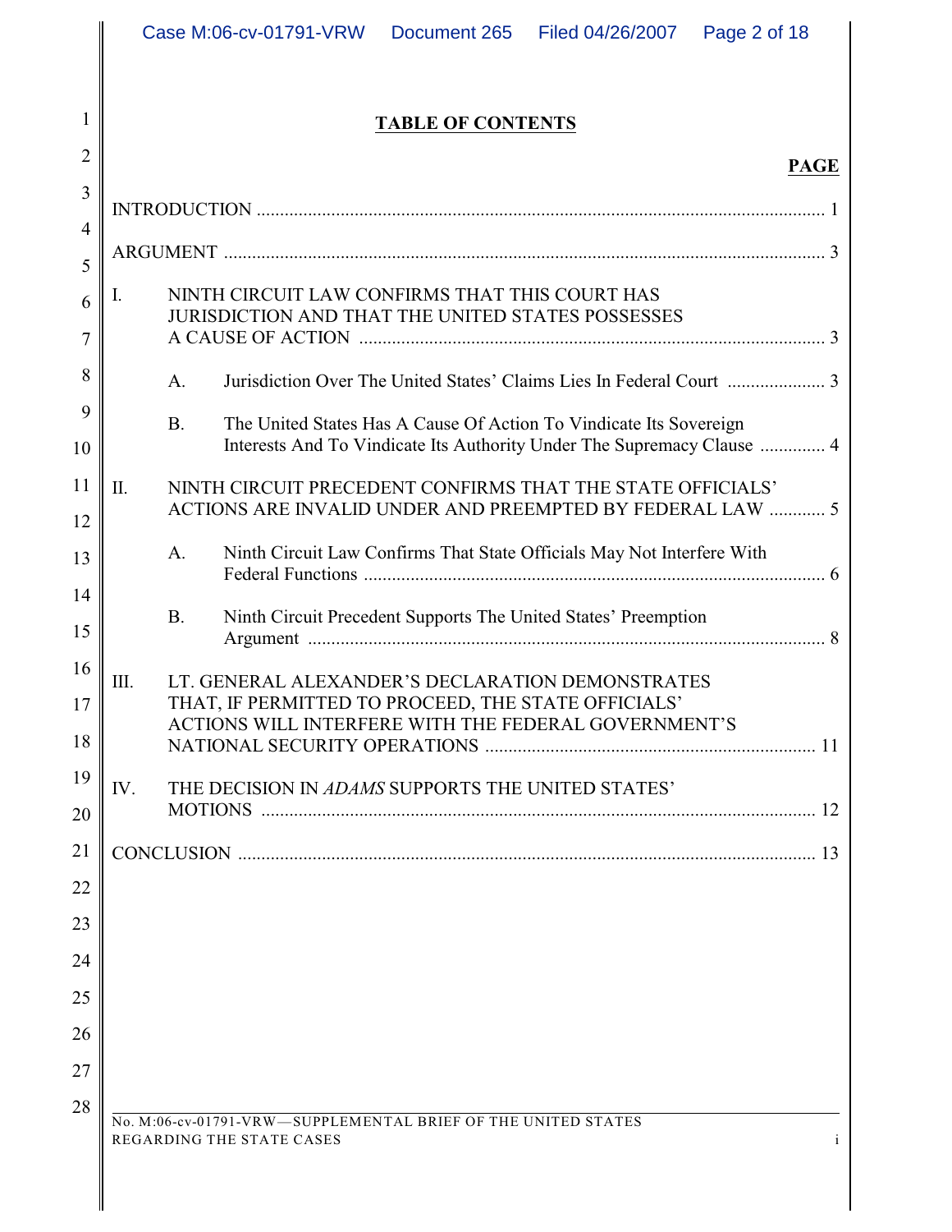## TABLE OF CONTENTS

| | PAGE |
|---|---|
| INTRODUCTION | 1 |
| ARGUMENT | 3 |
| I. NINTH CIRCUIT LAW CONFIRMS THAT THIS COURT HAS JURISDICTION AND THAT THE UNITED STATES POSSESSES A CAUSE OF ACTION | 3 |
| A. Jurisdiction Over The United States' Claims Lies In Federal Court | 3 |
| B. The United States Has A Cause Of Action To Vindicate Its Sovereign Interests And To Vindicate Its Authority Under The Supremacy Clause | 4 |
| II. NINTH CIRCUIT PRECEDENT CONFIRMS THAT THE STATE OFFICIALS' ACTIONS ARE INVALID UNDER AND PREEMPTED BY FEDERAL LAW | 5 |
| A. Ninth Circuit Law Confirms That State Officials May Not Interfere With Federal Functions | 6 |
| B. Ninth Circuit Precedent Supports The United States' Preemption Argument | 8 |
| III. LT. GENERAL ALEXANDER'S DECLARATION DEMONSTRATES THAT, IF PERMITTED TO PROCEED, THE STATE OFFICIALS' ACTIONS WILL INTERFERE WITH THE FEDERAL GOVERNMENT'S NATIONAL SECURITY OPERATIONS | 11 |
| IV. THE DECISION IN *ADAMS* SUPPORTS THE UNITED STATES' MOTIONS | 12 |
| CONCLUSION | 13 |

No. M:06-cv-01791-VRW—SUPPLEMENTAL BRIEF OF THE UNITED STATES REGARDING THE STATE CASES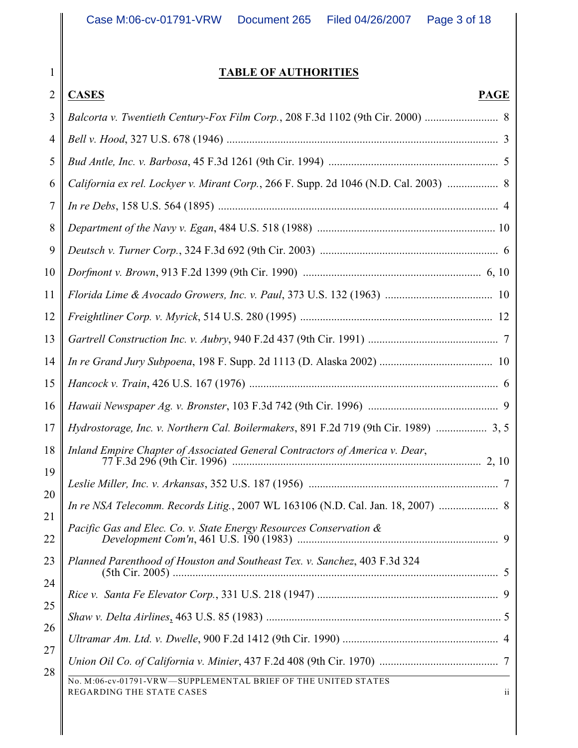# TABLE OF AUTHORITIES

| CASES | PAGE |
|---|---|
| *Balcorta v. Twentieth Century-Fox Film Corp.*, 208 F.3d 1102 (9th Cir. 2000) | 8 |
| *Bell v. Hood*, 327 U.S. 678 (1946) | 3 |
| *Bud Antle, Inc. v. Barbosa*, 45 F.3d 1261 (9th Cir. 1994) | 5 |
| *California ex rel. Lockyer v. Mirant Corp.*, 266 F. Supp. 2d 1046 (N.D. Cal. 2003) | 8 |
| *In re Debs*, 158 U.S. 564 (1895) | 4 |
| *Department of the Navy v. Egan*, 484 U.S. 518 (1988) | 10 |
| *Deutsch v. Turner Corp.*, 324 F.3d 692 (9th Cir. 2003) | 6 |
| *Dorfmont v. Brown*, 913 F.2d 1399 (9th Cir. 1990) | 6, 10 |
| *Florida Lime & Avocado Growers, Inc. v. Paul*, 373 U.S. 132 (1963) | 10 |
| *Freightliner Corp. v. Myrick*, 514 U.S. 280 (1995) | 12 |
| *Gartrell Construction Inc. v. Aubry*, 940 F.2d 437 (9th Cir. 1991) | 7 |
| *In re Grand Jury Subpoena*, 198 F. Supp. 2d 1113 (D. Alaska 2002) | 10 |
| *Hancock v. Train*, 426 U.S. 167 (1976) | 6 |
| *Hawaii Newspaper Ag. v. Bronster*, 103 F.3d 742 (9th Cir. 1996) | 9 |
| *Hydrostorage, Inc. v. Northern Cal. Boilermakers*, 891 F.2d 719 (9th Cir. 1989) | 3, 5 |
| *Inland Empire Chapter of Associated General Contractors of America v. Dear*, 77 F.3d 296 (9th Cir. 1996) | 2, 10 |
| *Leslie Miller, Inc. v. Arkansas*, 352 U.S. 187 (1956) | 7 |
| *In re NSA Telecomm. Records Litig.*, 2007 WL 163106 (N.D. Cal. Jan. 18, 2007) | 8 |
| *Pacific Gas and Elec. Co. v. State Energy Resources Conservation & Development Com'n*, 461 U.S. 190 (1983) | 9 |
| *Planned Parenthood of Houston and Southeast Tex. v. Sanchez*, 403 F.3d 324 (5th Cir. 2005) | 5 |
| *Rice v. Santa Fe Elevator Corp.*, 331 U.S. 218 (1947) | 9 |
| *Shaw v. Delta Airlines*, 463 U.S. 85 (1983) | 5 |
| *Ultramar Am. Ltd. v. Dwelle*, 900 F.2d 1412 (9th Cir. 1990) | 4 |
| *Union Oil Co. of California v. Minier*, 437 F.2d 408 (9th Cir. 1970) | 7 |

No. M:06-cv-01791-VRW—SUPPLEMENTAL BRIEF OF THE UNITED STATES REGARDING THE STATE CASES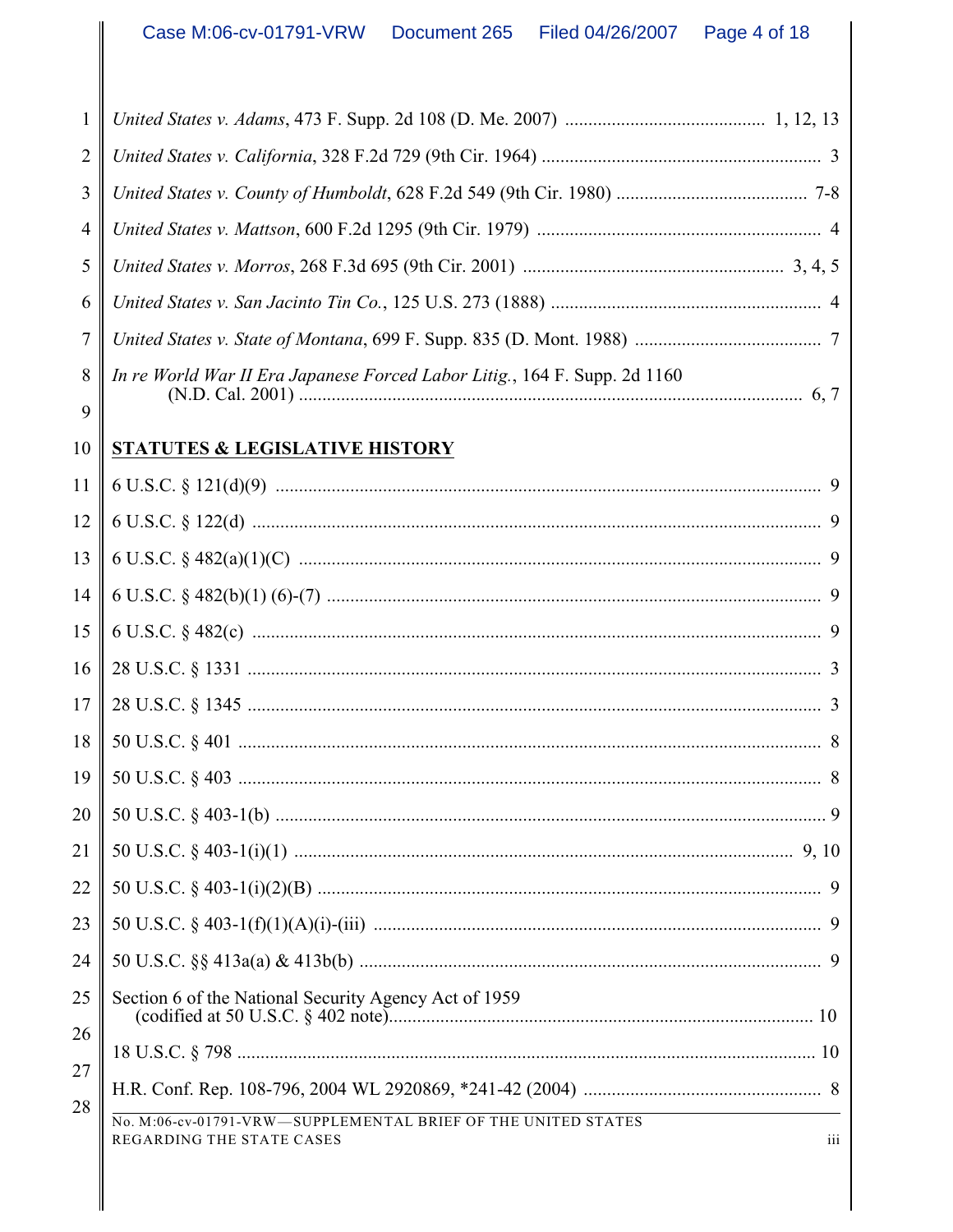*United States v. Adams*, 473 F. Supp. 2d 108 (D. Me. 2007) .......................................... 1, 12, 13

*United States v. California*, 328 F.2d 729 (9th Cir. 1964) ........................................................... 3

*United States v. County of Humboldt*, 628 F.2d 549 (9th Cir. 1980) ........................................ 7-8

*United States v. Mattson*, 600 F.2d 1295 (9th Cir. 1979) ............................................................ 4

*United States v. Morros*, 268 F.3d 695 (9th Cir. 2001) ....................................................... 3, 4, 5

*United States v. San Jacinto Tin Co.*, 125 U.S. 273 (1888) ......................................................... 4

*United States v. State of Montana*, 699 F. Supp. 835 (D. Mont. 1988) ....................................... 7

*In re World War II Era Japanese Forced Labor Litig.*, 164 F. Supp. 2d 1160 (N.D. Cal. 2001) .......................................................................................................... 6, 7

## STATUTES & LEGISLATIVE HISTORY

6 U.S.C. § 121(d)(9) .................................................................................................................. 9

6 U.S.C. § 122(d) ....................................................................................................................... 9

6 U.S.C. § 482(a)(1)(C) ............................................................................................................. 9

6 U.S.C. § 482(b)(1) (6)-(7) ....................................................................................................... 9

6 U.S.C. § 482(c) ....................................................................................................................... 9

28 U.S.C. § 1331 ........................................................................................................................ 3

28 U.S.C. § 1345 ........................................................................................................................ 3

50 U.S.C. § 401 .......................................................................................................................... 8

50 U.S.C. § 403 .......................................................................................................................... 8

50 U.S.C. § 403-1(b) .................................................................................................................. 9

50 U.S.C. § 403-1(i)(1) ......................................................................................................... 9, 10

50 U.S.C. § 403-1(i)(2)(B) ......................................................................................................... 9

50 U.S.C. § 403-1(f)(1)(A)(i)-(iii) ............................................................................................. 9

50 U.S.C. §§ 413a(a) & 413b(b) ................................................................................................ 9

Section 6 of the National Security Agency Act of 1959 (codified at 50 U.S.C. § 402 note)......................................................................................... 10

18 U.S.C. § 798 ........................................................................................................................ 10

H.R. Conf. Rep. 108-796, 2004 WL 2920869, *241-42 (2004) .................................................. 8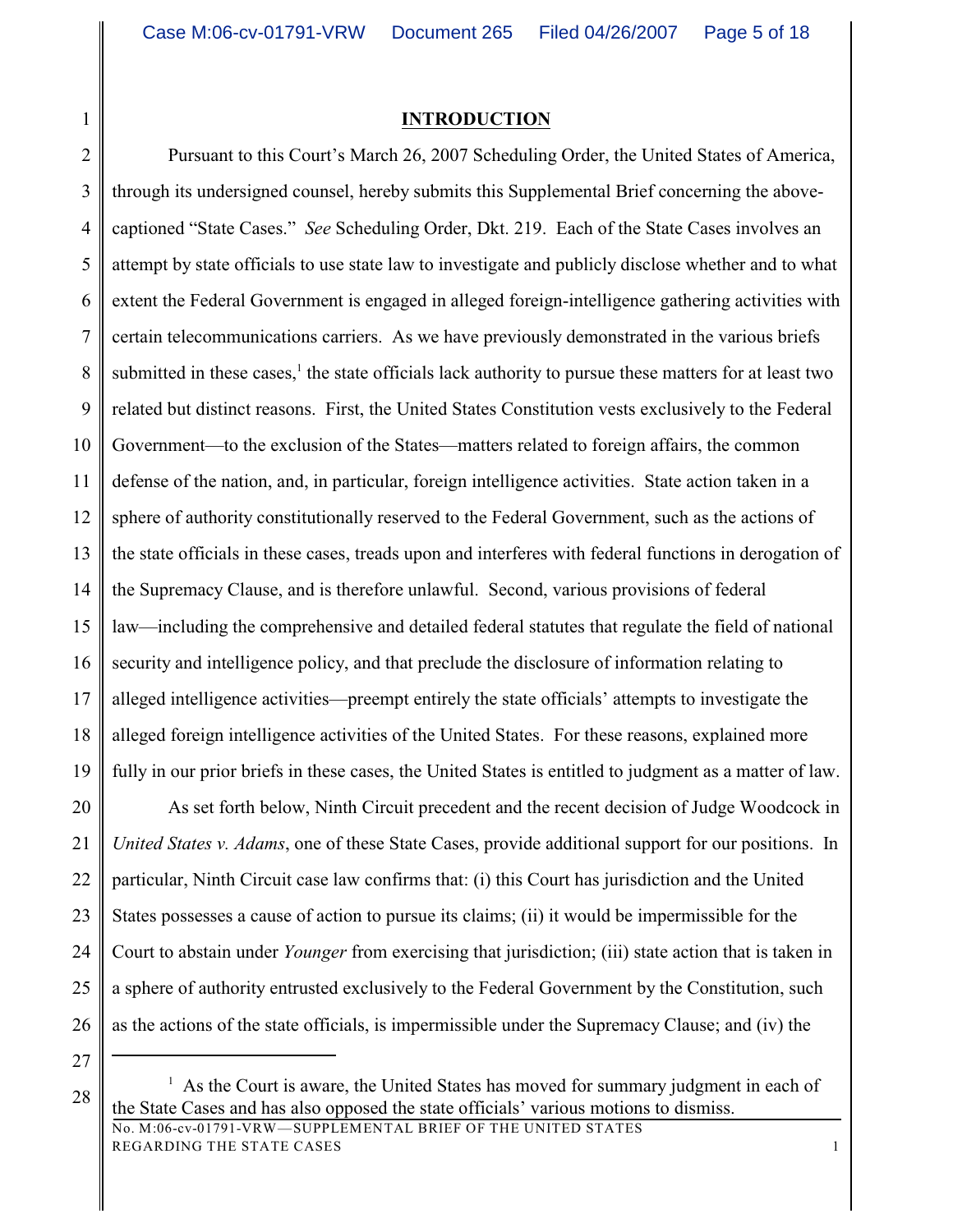## INTRODUCTION

Pursuant to this Court's March 26, 2007 Scheduling Order, the United States of America, through its undersigned counsel, hereby submits this Supplemental Brief concerning the above-captioned "State Cases." *See* Scheduling Order, Dkt. 219. Each of the State Cases involves an attempt by state officials to use state law to investigate and publicly disclose whether and to what extent the Federal Government is engaged in alleged foreign-intelligence gathering activities with certain telecommunications carriers. As we have previously demonstrated in the various briefs submitted in these cases,[1] the state officials lack authority to pursue these matters for at least two related but distinct reasons. First, the United States Constitution vests exclusively to the Federal Government—to the exclusion of the States—matters related to foreign affairs, the common defense of the nation, and, in particular, foreign intelligence activities. State action taken in a sphere of authority constitutionally reserved to the Federal Government, such as the actions of the state officials in these cases, treads upon and interferes with federal functions in derogation of the Supremacy Clause, and is therefore unlawful. Second, various provisions of federal law—including the comprehensive and detailed federal statutes that regulate the field of national security and intelligence policy, and that preclude the disclosure of information relating to alleged intelligence activities—preempt entirely the state officials' attempts to investigate the alleged foreign intelligence activities of the United States. For these reasons, explained more fully in our prior briefs in these cases, the United States is entitled to judgment as a matter of law.

As set forth below, Ninth Circuit precedent and the recent decision of Judge Woodcock in *United States v. Adams*, one of these State Cases, provide additional support for our positions. In particular, Ninth Circuit case law confirms that: (i) this Court has jurisdiction and the United States possesses a cause of action to pursue its claims; (ii) it would be impermissible for the Court to abstain under *Younger* from exercising that jurisdiction; (iii) state action that is taken in a sphere of authority entrusted exclusively to the Federal Government by the Constitution, such as the actions of the state officials, is impermissible under the Supremacy Clause; and (iv) the

---

[1] As the Court is aware, the United States has moved for summary judgment in each of the State Cases and has also opposed the state officials' various motions to dismiss.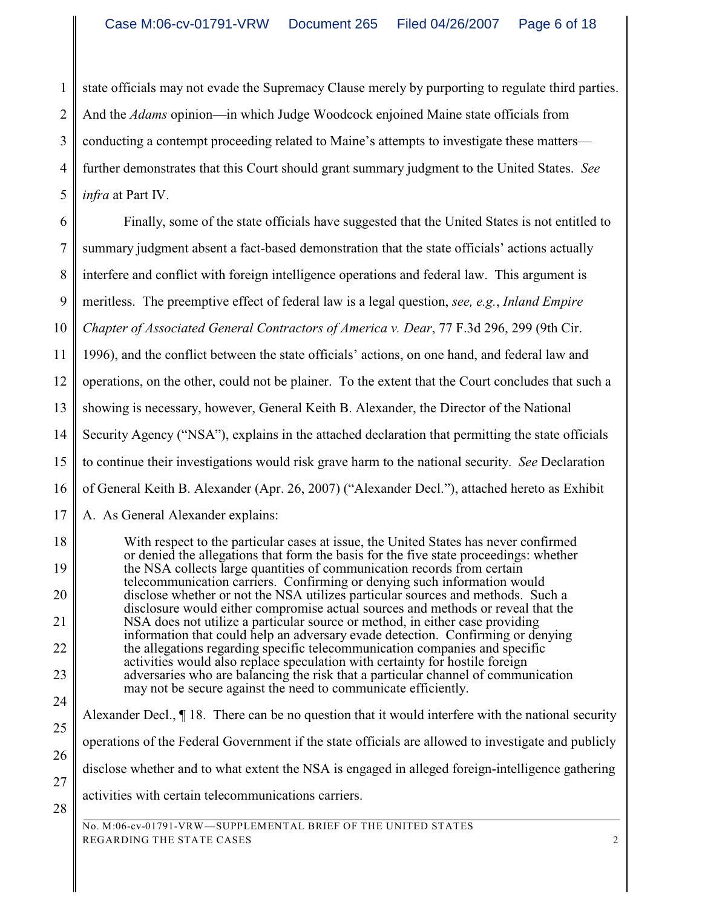state officials may not evade the Supremacy Clause merely by purporting to regulate third parties. And the *Adams* opinion—in which Judge Woodcock enjoined Maine state officials from conducting a contempt proceeding related to Maine's attempts to investigate these matters—further demonstrates that this Court should grant summary judgment to the United States. *See infra* at Part IV.

Finally, some of the state officials have suggested that the United States is not entitled to summary judgment absent a fact-based demonstration that the state officials' actions actually interfere and conflict with foreign intelligence operations and federal law. This argument is meritless. The preemptive effect of federal law is a legal question, *see, e.g.*, *Inland Empire Chapter of Associated General Contractors of America v. Dear*, 77 F.3d 296, 299 (9th Cir. 1996), and the conflict between the state officials' actions, on one hand, and federal law and operations, on the other, could not be plainer. To the extent that the Court concludes that such a showing is necessary, however, General Keith B. Alexander, the Director of the National Security Agency ("NSA"), explains in the attached declaration that permitting the state officials to continue their investigations would risk grave harm to the national security. *See* Declaration of General Keith B. Alexander (Apr. 26, 2007) ("Alexander Decl."), attached hereto as Exhibit A. As General Alexander explains:

> With respect to the particular cases at issue, the United States has never confirmed or denied the allegations that form the basis for the five state proceedings: whether the NSA collects large quantities of communication records from certain telecommunication carriers. Confirming or denying such information would disclose whether or not the NSA utilizes particular sources and methods. Such a disclosure would either compromise actual sources and methods or reveal that the NSA does not utilize a particular source or method, in either case providing information that could help an adversary evade detection. Confirming or denying the allegations regarding specific telecommunication companies and specific activities would also replace speculation with certainty for hostile foreign adversaries who are balancing the risk that a particular channel of communication may not be secure against the need to communicate efficiently.

Alexander Decl., ¶ 18. There can be no question that it would interfere with the national security operations of the Federal Government if the state officials are allowed to investigate and publicly disclose whether and to what extent the NSA is engaged in alleged foreign-intelligence gathering activities with certain telecommunications carriers.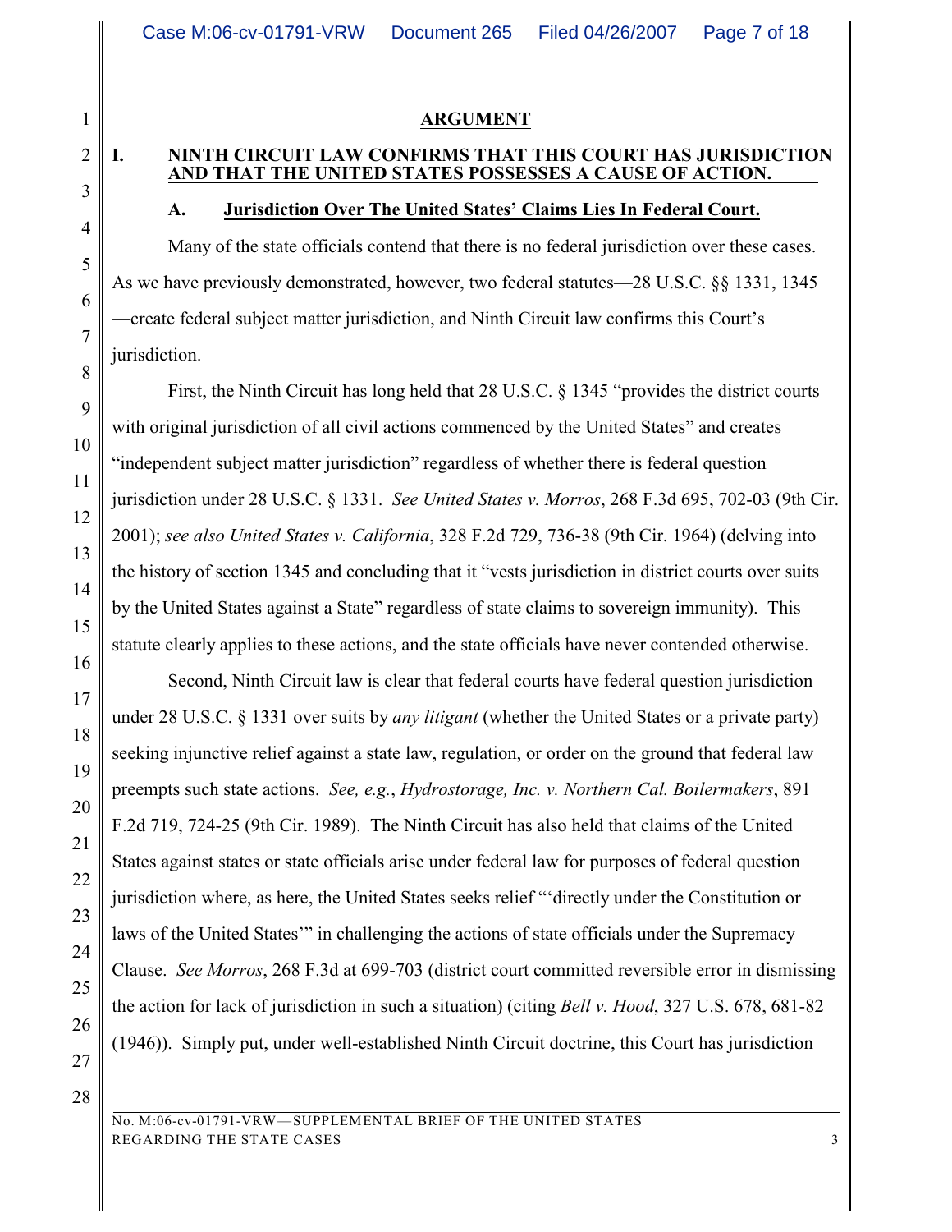## ARGUMENT

### I. NINTH CIRCUIT LAW CONFIRMS THAT THIS COURT HAS JURISDICTION AND THAT THE UNITED STATES POSSESSES A CAUSE OF ACTION.

#### A. Jurisdiction Over The United States' Claims Lies In Federal Court.

Many of the state officials contend that there is no federal jurisdiction over these cases. As we have previously demonstrated, however, two federal statutes—28 U.S.C. §§ 1331, 1345—create federal subject matter jurisdiction, and Ninth Circuit law confirms this Court's jurisdiction.

First, the Ninth Circuit has long held that 28 U.S.C. § 1345 "provides the district courts with original jurisdiction of all civil actions commenced by the United States" and creates "independent subject matter jurisdiction" regardless of whether there is federal question jurisdiction under 28 U.S.C. § 1331. *See United States v. Morros*, 268 F.3d 695, 702-03 (9th Cir. 2001); *see also United States v. California*, 328 F.2d 729, 736-38 (9th Cir. 1964) (delving into the history of section 1345 and concluding that it "vests jurisdiction in district courts over suits by the United States against a State" regardless of state claims to sovereign immunity). This statute clearly applies to these actions, and the state officials have never contended otherwise.

Second, Ninth Circuit law is clear that federal courts have federal question jurisdiction under 28 U.S.C. § 1331 over suits by *any litigant* (whether the United States or a private party) seeking injunctive relief against a state law, regulation, or order on the ground that federal law preempts such state actions. *See, e.g.*, *Hydrostorage, Inc. v. Northern Cal. Boilermakers*, 891 F.2d 719, 724-25 (9th Cir. 1989). The Ninth Circuit has also held that claims of the United States against states or state officials arise under federal law for purposes of federal question jurisdiction where, as here, the United States seeks relief "'directly under the Constitution or laws of the United States'" in challenging the actions of state officials under the Supremacy Clause. *See Morros*, 268 F.3d at 699-703 (district court committed reversible error in dismissing the action for lack of jurisdiction in such a situation) (citing *Bell v. Hood*, 327 U.S. 678, 681-82 (1946)). Simply put, under well-established Ninth Circuit doctrine, this Court has jurisdiction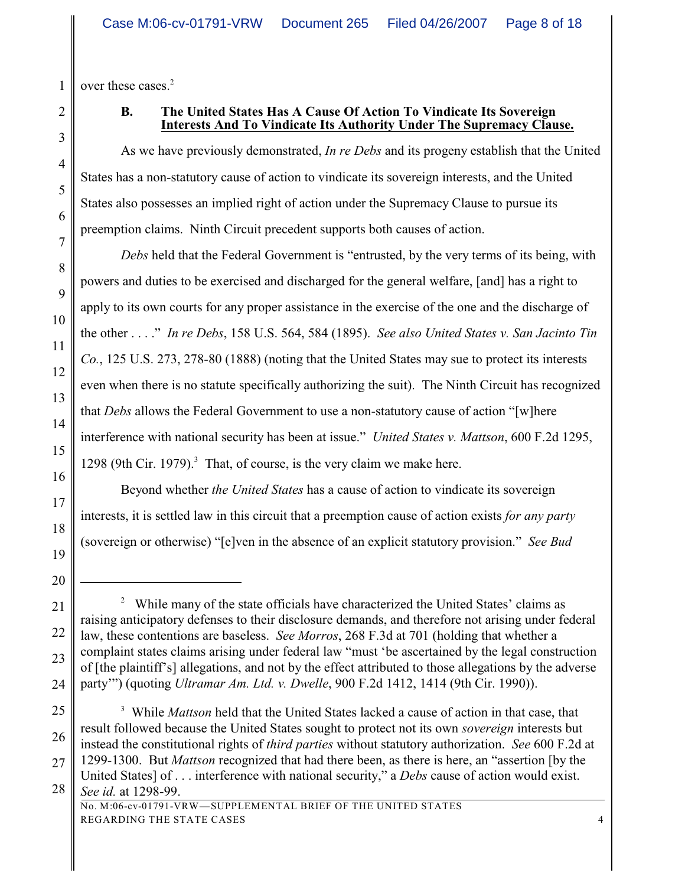over these cases.[2]

### B. The United States Has A Cause Of Action To Vindicate Its Sovereign Interests And To Vindicate Its Authority Under The Supremacy Clause.

As we have previously demonstrated, *In re Debs* and its progeny establish that the United States has a non-statutory cause of action to vindicate its sovereign interests, and the United States also possesses an implied right of action under the Supremacy Clause to pursue its preemption claims. Ninth Circuit precedent supports both causes of action.

*Debs* held that the Federal Government is "entrusted, by the very terms of its being, with powers and duties to be exercised and discharged for the general welfare, [and] has a right to apply to its own courts for any proper assistance in the exercise of the one and the discharge of the other . . . ." *In re Debs*, 158 U.S. 564, 584 (1895). *See also United States v. San Jacinto Tin Co.*, 125 U.S. 273, 278-80 (1888) (noting that the United States may sue to protect its interests even when there is no statute specifically authorizing the suit). The Ninth Circuit has recognized that *Debs* allows the Federal Government to use a non-statutory cause of action "[w]here interference with national security has been at issue." *United States v. Mattson*, 600 F.2d 1295, 1298 (9th Cir. 1979).[3] That, of course, is the very claim we make here.

Beyond whether *the United States* has a cause of action to vindicate its sovereign interests, it is settled law in this circuit that a preemption cause of action exists *for any party* (sovereign or otherwise) "[e]ven in the absence of an explicit statutory provision." *See Bud*

---

[2] While many of the state officials have characterized the United States' claims as raising anticipatory defenses to their disclosure demands, and therefore not arising under federal law, these contentions are baseless. *See Morros*, 268 F.3d at 701 (holding that whether a complaint states claims arising under federal law "must 'be ascertained by the legal construction of [the plaintiff's] allegations, and not by the effect attributed to those allegations by the adverse party'") (quoting *Ultramar Am. Ltd. v. Dwelle*, 900 F.2d 1412, 1414 (9th Cir. 1990)).

[3] While *Mattson* held that the United States lacked a cause of action in that case, that result followed because the United States sought to protect not its own *sovereign* interests but instead the constitutional rights of *third parties* without statutory authorization. *See* 600 F.2d at 1299-1300. But *Mattson* recognized that had there been, as there is here, an "assertion [by the United States] of . . . interference with national security," a *Debs* cause of action would exist. *See id.* at 1298-99.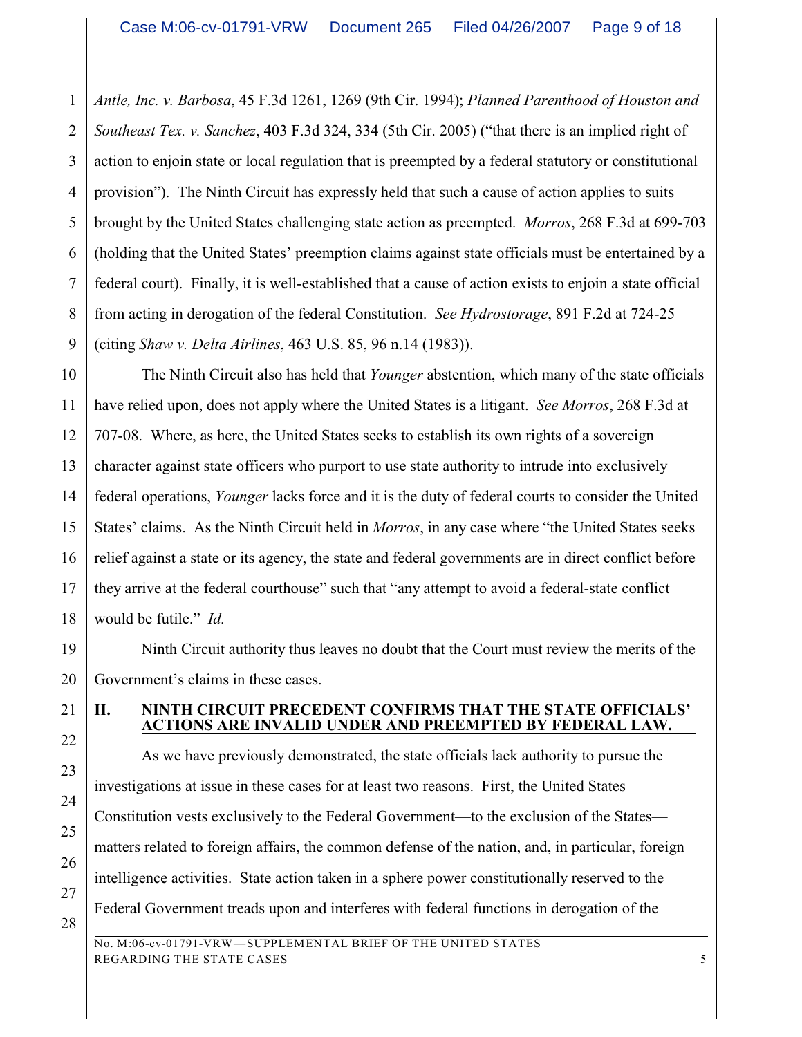*Antle, Inc. v. Barbosa*, 45 F.3d 1261, 1269 (9th Cir. 1994); *Planned Parenthood of Houston and Southeast Tex. v. Sanchez*, 403 F.3d 324, 334 (5th Cir. 2005) ("that there is an implied right of action to enjoin state or local regulation that is preempted by a federal statutory or constitutional provision"). The Ninth Circuit has expressly held that such a cause of action applies to suits brought by the United States challenging state action as preempted. *Morros*, 268 F.3d at 699-703 (holding that the United States' preemption claims against state officials must be entertained by a federal court). Finally, it is well-established that a cause of action exists to enjoin a state official from acting in derogation of the federal Constitution. *See Hydrostorage*, 891 F.2d at 724-25 (citing *Shaw v. Delta Airlines*, 463 U.S. 85, 96 n.14 (1983)).

The Ninth Circuit also has held that *Younger* abstention, which many of the state officials have relied upon, does not apply where the United States is a litigant. *See Morros*, 268 F.3d at 707-08. Where, as here, the United States seeks to establish its own rights of a sovereign character against state officers who purport to use state authority to intrude into exclusively federal operations, *Younger* lacks force and it is the duty of federal courts to consider the United States' claims. As the Ninth Circuit held in *Morros*, in any case where "the United States seeks relief against a state or its agency, the state and federal governments are in direct conflict before they arrive at the federal courthouse" such that "any attempt to avoid a federal-state conflict would be futile." *Id.*

Ninth Circuit authority thus leaves no doubt that the Court must review the merits of the Government's claims in these cases.

## II. NINTH CIRCUIT PRECEDENT CONFIRMS THAT THE STATE OFFICIALS' ACTIONS ARE INVALID UNDER AND PREEMPTED BY FEDERAL LAW.

As we have previously demonstrated, the state officials lack authority to pursue the investigations at issue in these cases for at least two reasons. First, the United States Constitution vests exclusively to the Federal Government—to the exclusion of the States—matters related to foreign affairs, the common defense of the nation, and, in particular, foreign intelligence activities. State action taken in a sphere power constitutionally reserved to the Federal Government treads upon and interferes with federal functions in derogation of the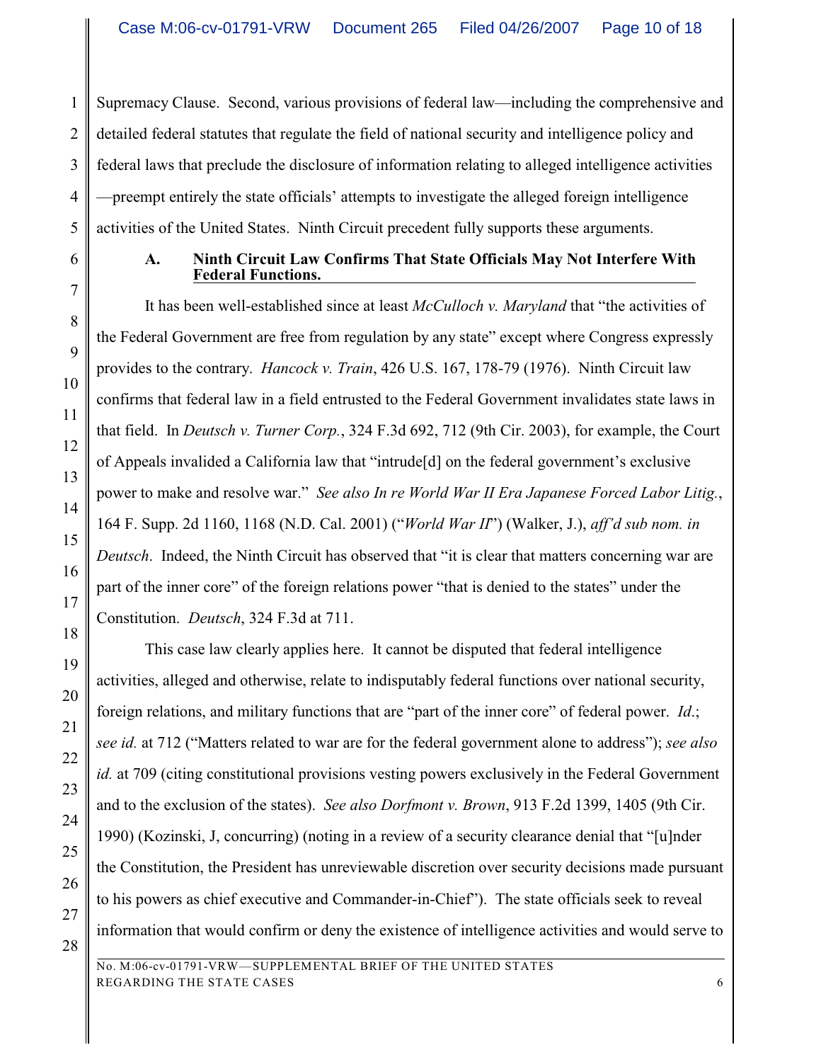Supremacy Clause. Second, various provisions of federal law—including the comprehensive and detailed federal statutes that regulate the field of national security and intelligence policy and federal laws that preclude the disclosure of information relating to alleged intelligence activities—preempt entirely the state officials' attempts to investigate the alleged foreign intelligence activities of the United States. Ninth Circuit precedent fully supports these arguments.

### A. Ninth Circuit Law Confirms That State Officials May Not Interfere With Federal Functions.

It has been well-established since at least *McCulloch v. Maryland* that "the activities of the Federal Government are free from regulation by any state" except where Congress expressly provides to the contrary. *Hancock v. Train*, 426 U.S. 167, 178-79 (1976). Ninth Circuit law confirms that federal law in a field entrusted to the Federal Government invalidates state laws in that field. In *Deutsch v. Turner Corp.*, 324 F.3d 692, 712 (9th Cir. 2003), for example, the Court of Appeals invalided a California law that "intrude[d] on the federal government's exclusive power to make and resolve war." *See also In re World War II Era Japanese Forced Labor Litig.*, 164 F. Supp. 2d 1160, 1168 (N.D. Cal. 2001) ("*World War II*") (Walker, J.), *aff'd sub nom. in Deutsch*. Indeed, the Ninth Circuit has observed that "it is clear that matters concerning war are part of the inner core" of the foreign relations power "that is denied to the states" under the Constitution. *Deutsch*, 324 F.3d at 711.

This case law clearly applies here. It cannot be disputed that federal intelligence activities, alleged and otherwise, relate to indisputably federal functions over national security, foreign relations, and military functions that are "part of the inner core" of federal power. *Id.*; *see id.* at 712 ("Matters related to war are for the federal government alone to address"); *see also id.* at 709 (citing constitutional provisions vesting powers exclusively in the Federal Government and to the exclusion of the states). *See also Dorfmont v. Brown*, 913 F.2d 1399, 1405 (9th Cir. 1990) (Kozinski, J, concurring) (noting in a review of a security clearance denial that "[u]nder the Constitution, the President has unreviewable discretion over security decisions made pursuant to his powers as chief executive and Commander-in-Chief"). The state officials seek to reveal information that would confirm or deny the existence of intelligence activities and would serve to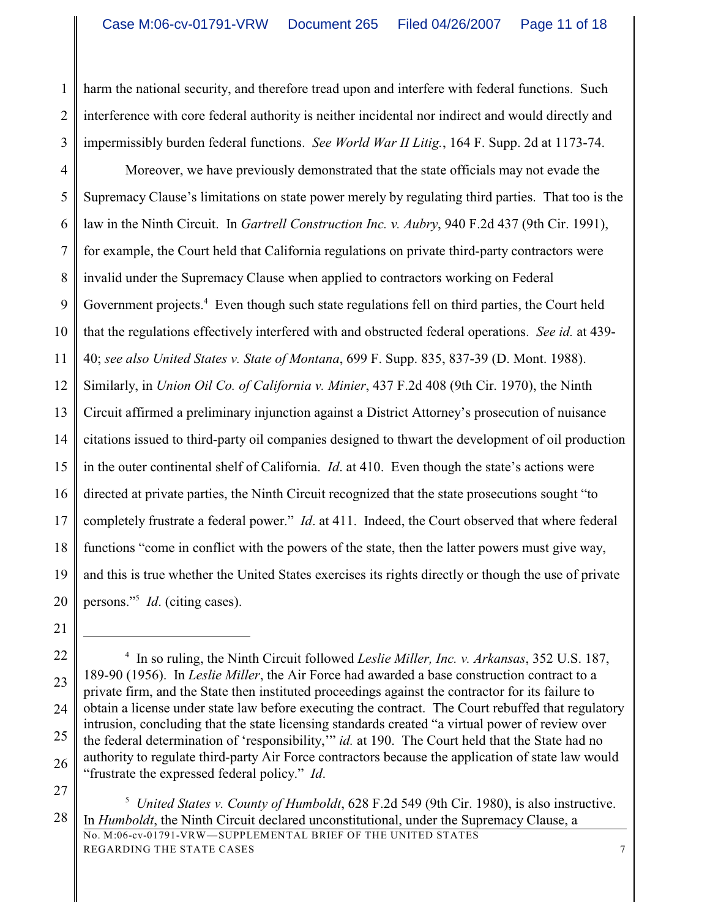harm the national security, and therefore tread upon and interfere with federal functions. Such interference with core federal authority is neither incidental nor indirect and would directly and impermissibly burden federal functions. *See World War II Litig.*, 164 F. Supp. 2d at 1173-74.

Moreover, we have previously demonstrated that the state officials may not evade the Supremacy Clause's limitations on state power merely by regulating third parties. That too is the law in the Ninth Circuit. In *Gartrell Construction Inc. v. Aubry*, 940 F.2d 437 (9th Cir. 1991), for example, the Court held that California regulations on private third-party contractors were invalid under the Supremacy Clause when applied to contractors working on Federal Government projects.[4] Even though such state regulations fell on third parties, the Court held that the regulations effectively interfered with and obstructed federal operations. *See id.* at 439-40; *see also United States v. State of Montana*, 699 F. Supp. 835, 837-39 (D. Mont. 1988). Similarly, in *Union Oil Co. of California v. Minier*, 437 F.2d 408 (9th Cir. 1970), the Ninth Circuit affirmed a preliminary injunction against a District Attorney's prosecution of nuisance citations issued to third-party oil companies designed to thwart the development of oil production in the outer continental shelf of California. *Id*. at 410. Even though the state's actions were directed at private parties, the Ninth Circuit recognized that the state prosecutions sought "to completely frustrate a federal power." *Id*. at 411. Indeed, the Court observed that where federal functions "come in conflict with the powers of the state, then the latter powers must give way, and this is true whether the United States exercises its rights directly or though the use of private persons."[5] *Id*. (citing cases).

---

[4] In so ruling, the Ninth Circuit followed *Leslie Miller, Inc. v. Arkansas*, 352 U.S. 187, 189-90 (1956). In *Leslie Miller*, the Air Force had awarded a base construction contract to a private firm, and the State then instituted proceedings against the contractor for its failure to obtain a license under state law before executing the contract. The Court rebuffed that regulatory intrusion, concluding that the state licensing standards created "a virtual power of review over the federal determination of 'responsibility,'" *id.* at 190. The Court held that the State had no authority to regulate third-party Air Force contractors because the application of state law would "frustrate the expressed federal policy." *Id*.

[5] *United States v. County of Humboldt*, 628 F.2d 549 (9th Cir. 1980), is also instructive. In *Humboldt*, the Ninth Circuit declared unconstitutional, under the Supremacy Clause, a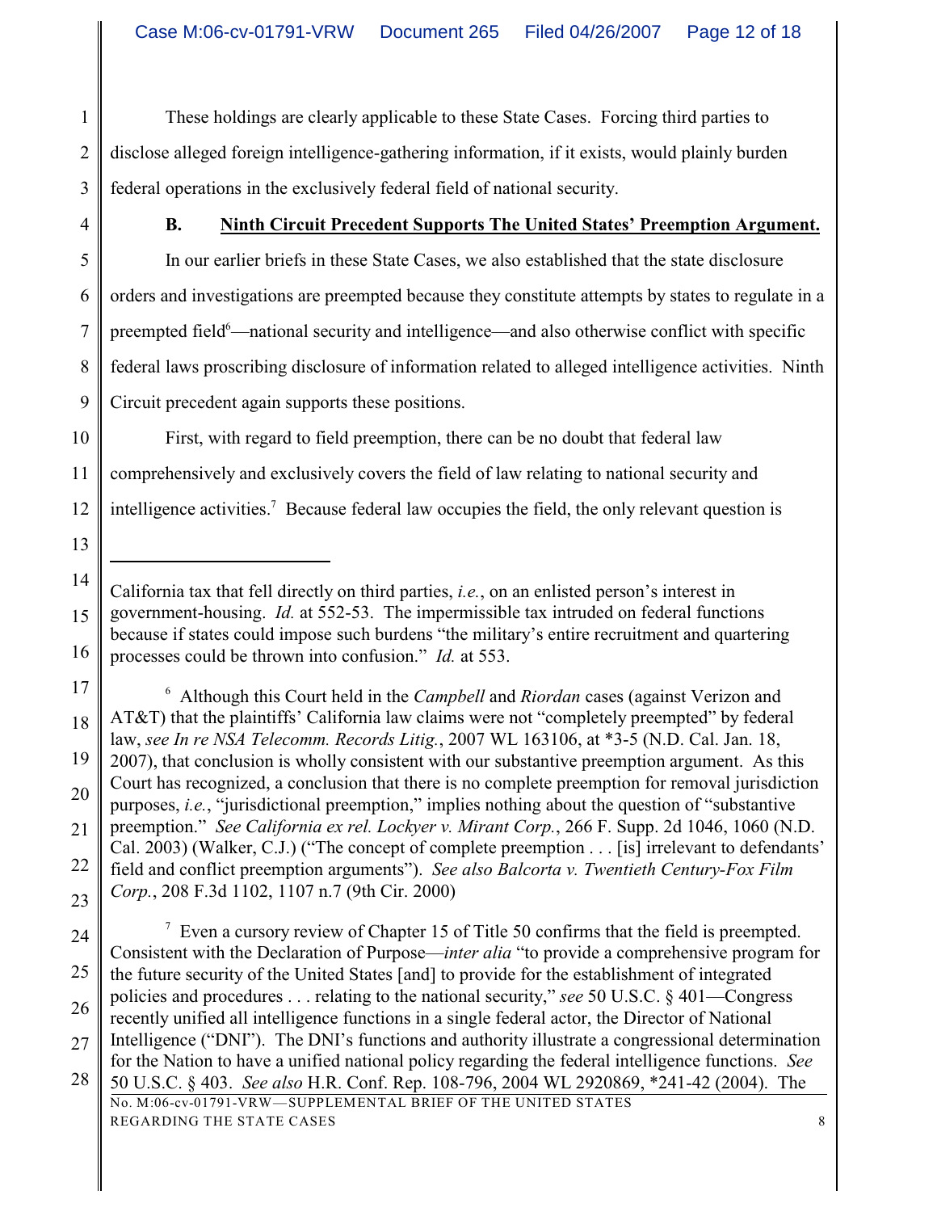These holdings are clearly applicable to these State Cases. Forcing third parties to disclose alleged foreign intelligence-gathering information, if it exists, would plainly burden federal operations in the exclusively federal field of national security.

### B. Ninth Circuit Precedent Supports The United States' Preemption Argument.

In our earlier briefs in these State Cases, we also established that the state disclosure orders and investigations are preempted because they constitute attempts by states to regulate in a preempted field[6]—national security and intelligence—and also otherwise conflict with specific federal laws proscribing disclosure of information related to alleged intelligence activities. Ninth Circuit precedent again supports these positions.

First, with regard to field preemption, there can be no doubt that federal law comprehensively and exclusively covers the field of law relating to national security and intelligence activities.[7] Because federal law occupies the field, the only relevant question is

---

California tax that fell directly on third parties, *i.e.*, on an enlisted person's interest in government-housing. *Id.* at 552-53. The impermissible tax intruded on federal functions because if states could impose such burdens "the military's entire recruitment and quartering processes could be thrown into confusion." *Id.* at 553.

[6] Although this Court held in the *Campbell* and *Riordan* cases (against Verizon and AT&T) that the plaintiffs' California law claims were not "completely preempted" by federal law, *see In re NSA Telecomm. Records Litig.*, 2007 WL 163106, at *3-5 (N.D. Cal. Jan. 18, 2007), that conclusion is wholly consistent with our substantive preemption argument. As this Court has recognized, a conclusion that there is no complete preemption for removal jurisdiction purposes, *i.e.*, "jurisdictional preemption," implies nothing about the question of "substantive preemption." *See California ex rel. Lockyer v. Mirant Corp.*, 266 F. Supp. 2d 1046, 1060 (N.D. Cal. 2003) (Walker, C.J.) ("The concept of complete preemption . . . [is] irrelevant to defendants' field and conflict preemption arguments"). *See also Balcorta v. Twentieth Century-Fox Film Corp.*, 208 F.3d 1102, 1107 n.7 (9th Cir. 2000)

[7] Even a cursory review of Chapter 15 of Title 50 confirms that the field is preempted. Consistent with the Declaration of Purpose—*inter alia* "to provide a comprehensive program for the future security of the United States [and] to provide for the establishment of integrated policies and procedures . . . relating to the national security," *see* 50 U.S.C. § 401—Congress recently unified all intelligence functions in a single federal actor, the Director of National Intelligence ("DNI"). The DNI's functions and authority illustrate a congressional determination for the Nation to have a unified national policy regarding the federal intelligence functions. *See* 50 U.S.C. § 403. *See also* H.R. Conf. Rep. 108-796, 2004 WL 2920869, *241-42 (2004). The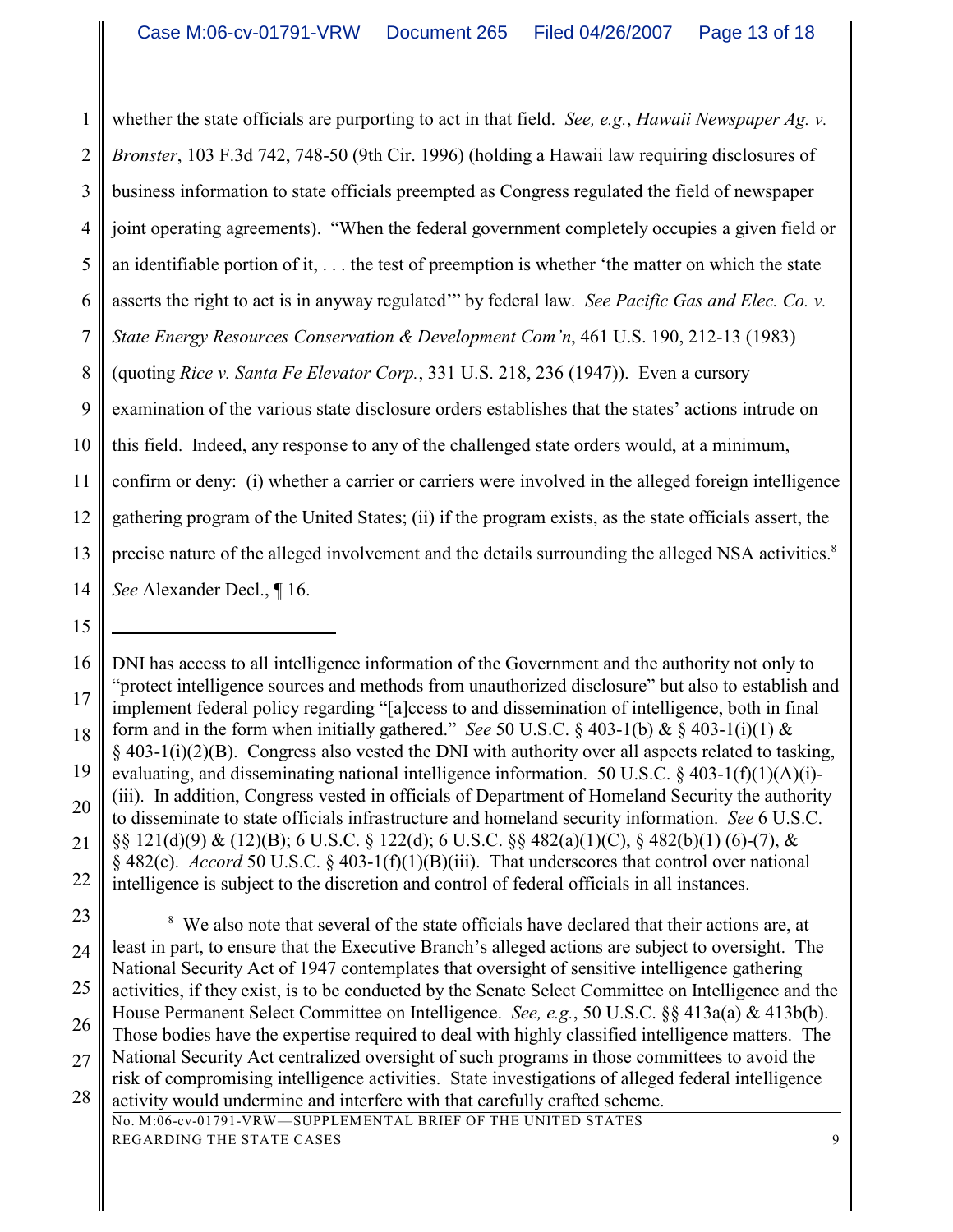whether the state officials are purporting to act in that field. *See, e.g.*, *Hawaii Newspaper Ag. v. Bronster*, 103 F.3d 742, 748-50 (9th Cir. 1996) (holding a Hawaii law requiring disclosures of business information to state officials preempted as Congress regulated the field of newspaper joint operating agreements). "When the federal government completely occupies a given field or an identifiable portion of it, . . . the test of preemption is whether 'the matter on which the state asserts the right to act is in anyway regulated'" by federal law. *See Pacific Gas and Elec. Co. v. State Energy Resources Conservation & Development Com'n*, 461 U.S. 190, 212-13 (1983) (quoting *Rice v. Santa Fe Elevator Corp.*, 331 U.S. 218, 236 (1947)). Even a cursory examination of the various state disclosure orders establishes that the states' actions intrude on this field. Indeed, any response to any of the challenged state orders would, at a minimum, confirm or deny: (i) whether a carrier or carriers were involved in the alleged foreign intelligence gathering program of the United States; (ii) if the program exists, as the state officials assert, the precise nature of the alleged involvement and the details surrounding the alleged NSA activities.[8] *See* Alexander Decl., ¶ 16.

---

DNI has access to all intelligence information of the Government and the authority not only to "protect intelligence sources and methods from unauthorized disclosure" but also to establish and implement federal policy regarding "[a]ccess to and dissemination of intelligence, both in final form and in the form when initially gathered." *See* 50 U.S.C. § 403-1(b) & § 403-1(i)(1) & § 403-1(i)(2)(B). Congress also vested the DNI with authority over all aspects related to tasking, evaluating, and disseminating national intelligence information. 50 U.S.C. § 403-1(f)(1)(A)(i)-(iii). In addition, Congress vested in officials of Department of Homeland Security the authority to disseminate to state officials infrastructure and homeland security information. *See* 6 U.S.C. §§ 121(d)(9) & (12)(B); 6 U.S.C. § 122(d); 6 U.S.C. §§ 482(a)(1)(C), § 482(b)(1) (6)-(7), & § 482(c). *Accord* 50 U.S.C. § 403-1(f)(1)(B)(iii). That underscores that control over national intelligence is subject to the discretion and control of federal officials in all instances.

[8] We also note that several of the state officials have declared that their actions are, at least in part, to ensure that the Executive Branch's alleged actions are subject to oversight. The National Security Act of 1947 contemplates that oversight of sensitive intelligence gathering activities, if they exist, is to be conducted by the Senate Select Committee on Intelligence and the House Permanent Select Committee on Intelligence. *See, e.g.*, 50 U.S.C. §§ 413a(a) & 413b(b). Those bodies have the expertise required to deal with highly classified intelligence matters. The National Security Act centralized oversight of such programs in those committees to avoid the risk of compromising intelligence activities. State investigations of alleged federal intelligence activity would undermine and interfere with that carefully crafted scheme.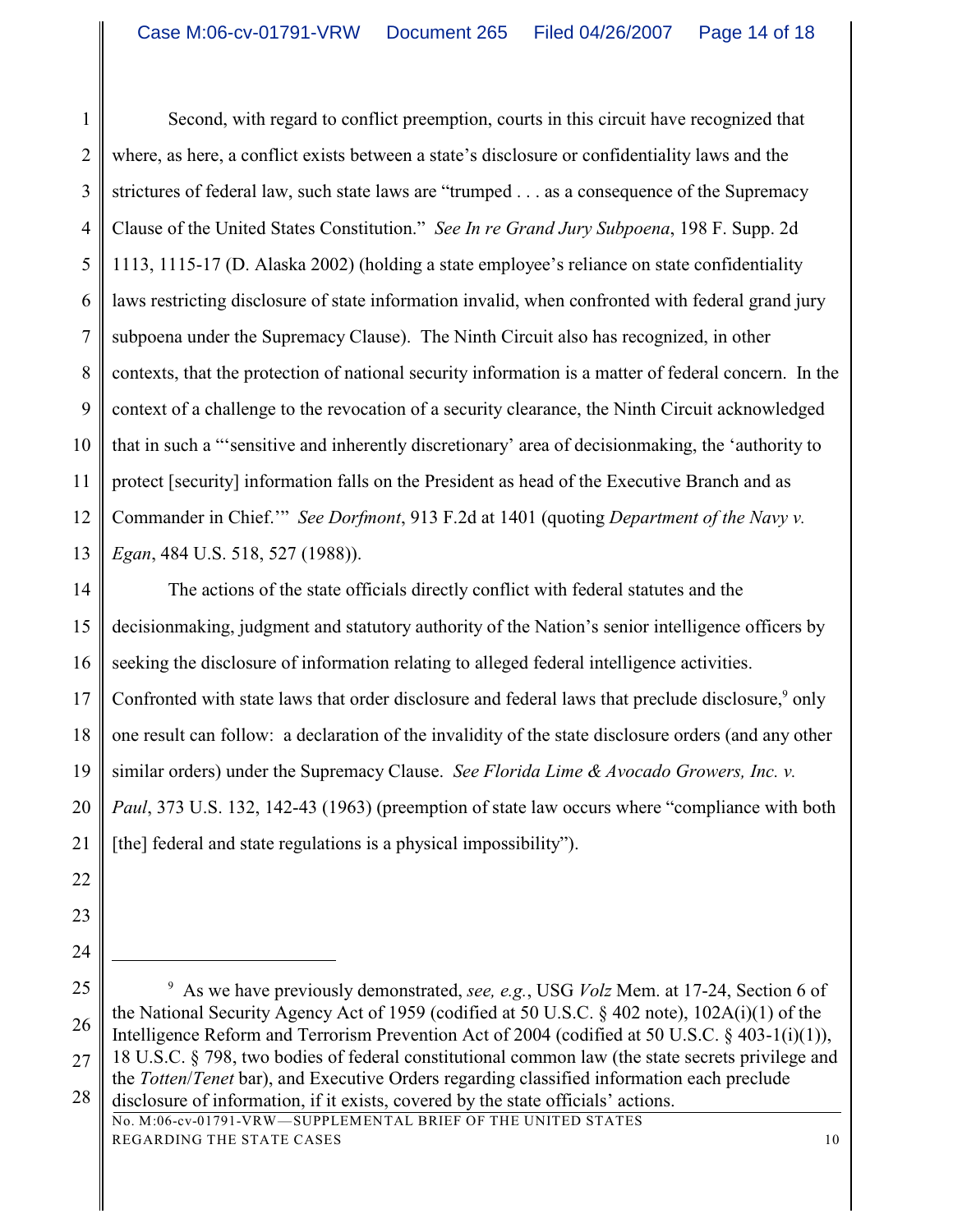Second, with regard to conflict preemption, courts in this circuit have recognized that where, as here, a conflict exists between a state's disclosure or confidentiality laws and the strictures of federal law, such state laws are "trumped . . . as a consequence of the Supremacy Clause of the United States Constitution." *See In re Grand Jury Subpoena*, 198 F. Supp. 2d 1113, 1115-17 (D. Alaska 2002) (holding a state employee's reliance on state confidentiality laws restricting disclosure of state information invalid, when confronted with federal grand jury subpoena under the Supremacy Clause). The Ninth Circuit also has recognized, in other contexts, that the protection of national security information is a matter of federal concern. In the context of a challenge to the revocation of a security clearance, the Ninth Circuit acknowledged that in such a "'sensitive and inherently discretionary' area of decisionmaking, the 'authority to protect [security] information falls on the President as head of the Executive Branch and as Commander in Chief.'" *See Dorfmont*, 913 F.2d at 1401 (quoting *Department of the Navy v. Egan*, 484 U.S. 518, 527 (1988)).

The actions of the state officials directly conflict with federal statutes and the decisionmaking, judgment and statutory authority of the Nation's senior intelligence officers by seeking the disclosure of information relating to alleged federal intelligence activities. Confronted with state laws that order disclosure and federal laws that preclude disclosure,[9] only one result can follow: a declaration of the invalidity of the state disclosure orders (and any other similar orders) under the Supremacy Clause. *See Florida Lime & Avocado Growers, Inc. v. Paul*, 373 U.S. 132, 142-43 (1963) (preemption of state law occurs where "compliance with both [the] federal and state regulations is a physical impossibility").

---

[9] As we have previously demonstrated, *see, e.g.*, USG *Volz* Mem. at 17-24, Section 6 of the National Security Agency Act of 1959 (codified at 50 U.S.C. § 402 note), 102A(i)(1) of the Intelligence Reform and Terrorism Prevention Act of 2004 (codified at 50 U.S.C. § 403-1(i)(1)), 18 U.S.C. § 798, two bodies of federal constitutional common law (the state secrets privilege and the *Totten*/*Tenet* bar), and Executive Orders regarding classified information each preclude disclosure of information, if it exists, covered by the state officials' actions.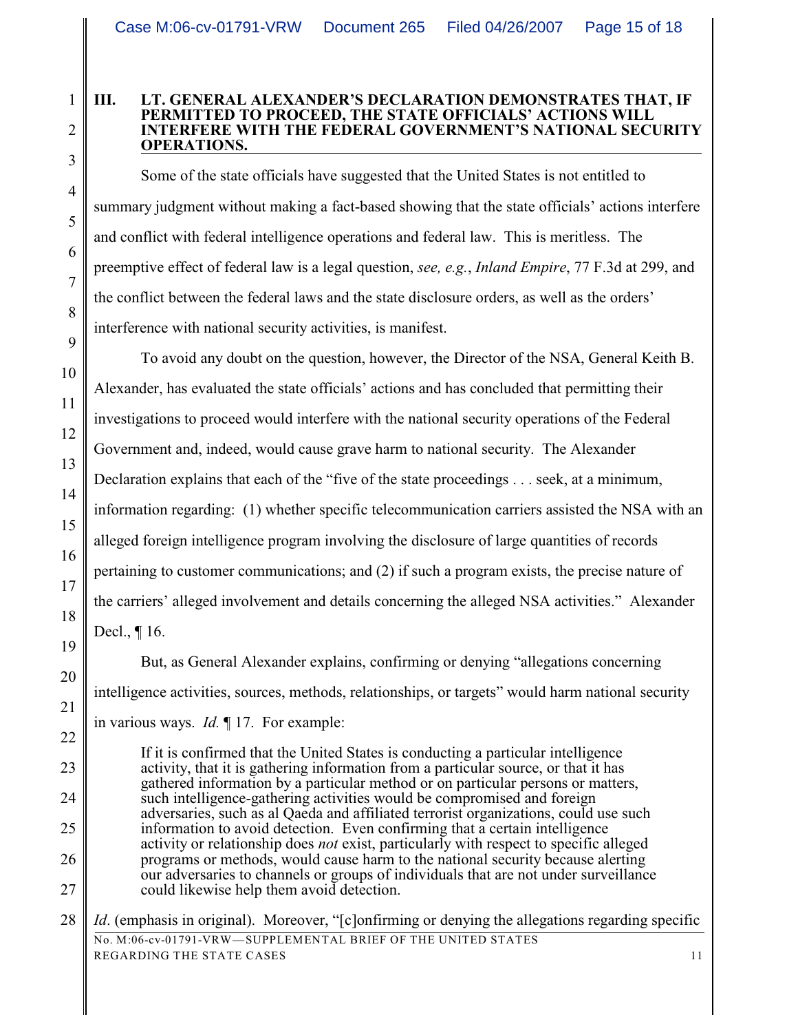## III. LT. GENERAL ALEXANDER'S DECLARATION DEMONSTRATES THAT, IF PERMITTED TO PROCEED, THE STATE OFFICIALS' ACTIONS WILL INTERFERE WITH THE FEDERAL GOVERNMENT'S NATIONAL SECURITY OPERATIONS.

Some of the state officials have suggested that the United States is not entitled to summary judgment without making a fact-based showing that the state officials' actions interfere and conflict with federal intelligence operations and federal law. This is meritless. The preemptive effect of federal law is a legal question, *see, e.g.*, *Inland Empire*, 77 F.3d at 299, and the conflict between the federal laws and the state disclosure orders, as well as the orders' interference with national security activities, is manifest.

To avoid any doubt on the question, however, the Director of the NSA, General Keith B. Alexander, has evaluated the state officials' actions and has concluded that permitting their investigations to proceed would interfere with the national security operations of the Federal Government and, indeed, would cause grave harm to national security. The Alexander Declaration explains that each of the "five of the state proceedings . . . seek, at a minimum, information regarding: (1) whether specific telecommunication carriers assisted the NSA with an alleged foreign intelligence program involving the disclosure of large quantities of records pertaining to customer communications; and (2) if such a program exists, the precise nature of the carriers' alleged involvement and details concerning the alleged NSA activities." Alexander Decl., ¶ 16.

But, as General Alexander explains, confirming or denying "allegations concerning intelligence activities, sources, methods, relationships, or targets" would harm national security in various ways. *Id.* ¶ 17. For example:

> If it is confirmed that the United States is conducting a particular intelligence activity, that it is gathering information from a particular source, or that it has gathered information by a particular method or on particular persons or matters, such intelligence-gathering activities would be compromised and foreign adversaries, such as al Qaeda and affiliated terrorist organizations, could use such information to avoid detection. Even confirming that a certain intelligence activity or relationship does *not* exist, particularly with respect to specific alleged programs or methods, would cause harm to the national security because alerting our adversaries to channels or groups of individuals that are not under surveillance could likewise help them avoid detection.

*Id*. (emphasis in original). Moreover, "[c]onfirming or denying the allegations regarding specific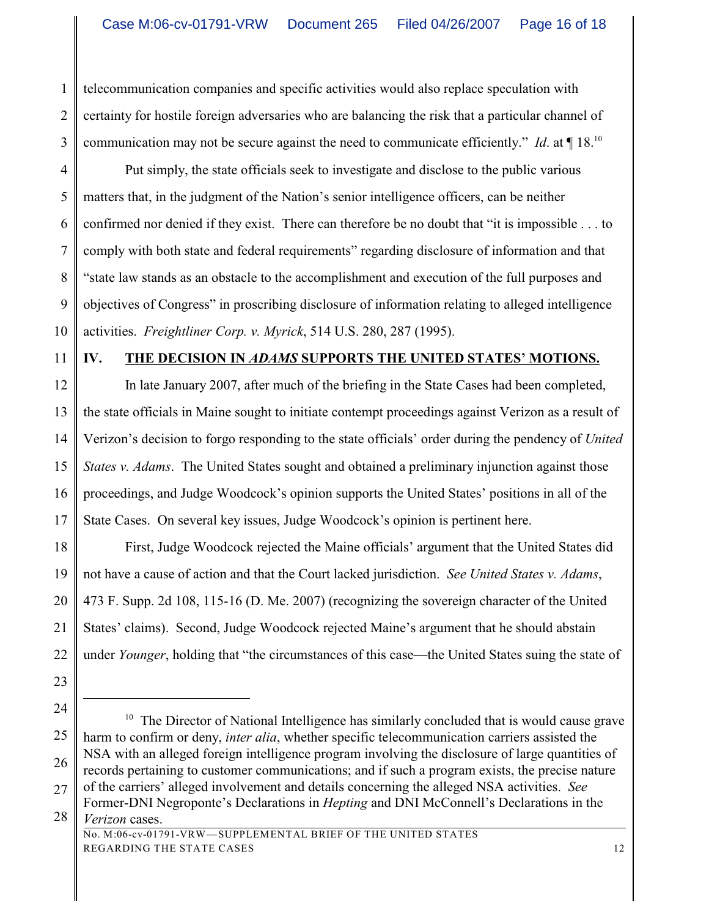telecommunication companies and specific activities would also replace speculation with certainty for hostile foreign adversaries who are balancing the risk that a particular channel of communication may not be secure against the need to communicate efficiently." *Id*. at ¶ 18.[10]

Put simply, the state officials seek to investigate and disclose to the public various matters that, in the judgment of the Nation's senior intelligence officers, can be neither confirmed nor denied if they exist. There can therefore be no doubt that "it is impossible . . . to comply with both state and federal requirements" regarding disclosure of information and that "state law stands as an obstacle to the accomplishment and execution of the full purposes and objectives of Congress" in proscribing disclosure of information relating to alleged intelligence activities. *Freightliner Corp. v. Myrick*, 514 U.S. 280, 287 (1995).

## IV. THE DECISION IN *ADAMS* SUPPORTS THE UNITED STATES' MOTIONS.

In late January 2007, after much of the briefing in the State Cases had been completed, the state officials in Maine sought to initiate contempt proceedings against Verizon as a result of Verizon's decision to forgo responding to the state officials' order during the pendency of *United States v. Adams*. The United States sought and obtained a preliminary injunction against those proceedings, and Judge Woodcock's opinion supports the United States' positions in all of the State Cases. On several key issues, Judge Woodcock's opinion is pertinent here.

First, Judge Woodcock rejected the Maine officials' argument that the United States did not have a cause of action and that the Court lacked jurisdiction. *See United States v. Adams*, 473 F. Supp. 2d 108, 115-16 (D. Me. 2007) (recognizing the sovereign character of the United States' claims). Second, Judge Woodcock rejected Maine's argument that he should abstain under *Younger*, holding that "the circumstances of this case—the United States suing the state of

---

[10] The Director of National Intelligence has similarly concluded that is would cause grave harm to confirm or deny, *inter alia*, whether specific telecommunication carriers assisted the NSA with an alleged foreign intelligence program involving the disclosure of large quantities of records pertaining to customer communications; and if such a program exists, the precise nature of the carriers' alleged involvement and details concerning the alleged NSA activities. *See* Former-DNI Negroponte's Declarations in *Hepting* and DNI McConnell's Declarations in the *Verizon* cases.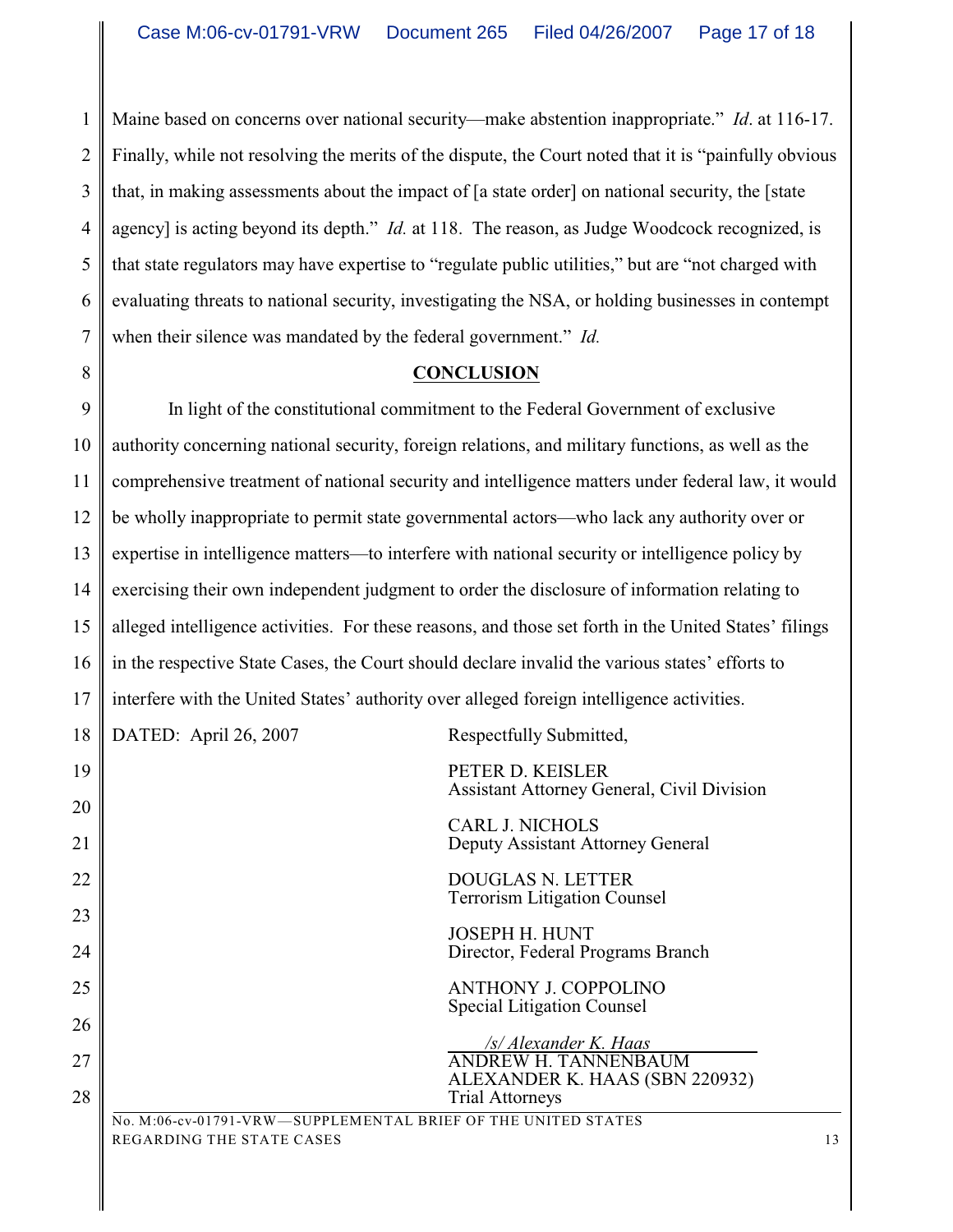Maine based on concerns over national security—make abstention inappropriate." *Id*. at 116-17. Finally, while not resolving the merits of the dispute, the Court noted that it is "painfully obvious that, in making assessments about the impact of [a state order] on national security, the [state agency] is acting beyond its depth." *Id.* at 118. The reason, as Judge Woodcock recognized, is that state regulators may have expertise to "regulate public utilities," but are "not charged with evaluating threats to national security, investigating the NSA, or holding businesses in contempt when their silence was mandated by the federal government." *Id.*

## CONCLUSION

In light of the constitutional commitment to the Federal Government of exclusive authority concerning national security, foreign relations, and military functions, as well as the comprehensive treatment of national security and intelligence matters under federal law, it would be wholly inappropriate to permit state governmental actors—who lack any authority over or expertise in intelligence matters—to interfere with national security or intelligence policy by exercising their own independent judgment to order the disclosure of information relating to alleged intelligence activities. For these reasons, and those set forth in the United States' filings in the respective State Cases, the Court should declare invalid the various states' efforts to interfere with the United States' authority over alleged foreign intelligence activities.

DATED: April 26, 2007

Respectfully Submitted,

PETER D. KEISLER
Assistant Attorney General, Civil Division

CARL J. NICHOLS
Deputy Assistant Attorney General

DOUGLAS N. LETTER
Terrorism Litigation Counsel

JOSEPH H. HUNT
Director, Federal Programs Branch

ANTHONY J. COPPOLINO
Special Litigation Counsel

*/s/ Alexander K. Haas*
ANDREW H. TANNENBAUM
ALEXANDER K. HAAS (SBN 220932)
Trial Attorneys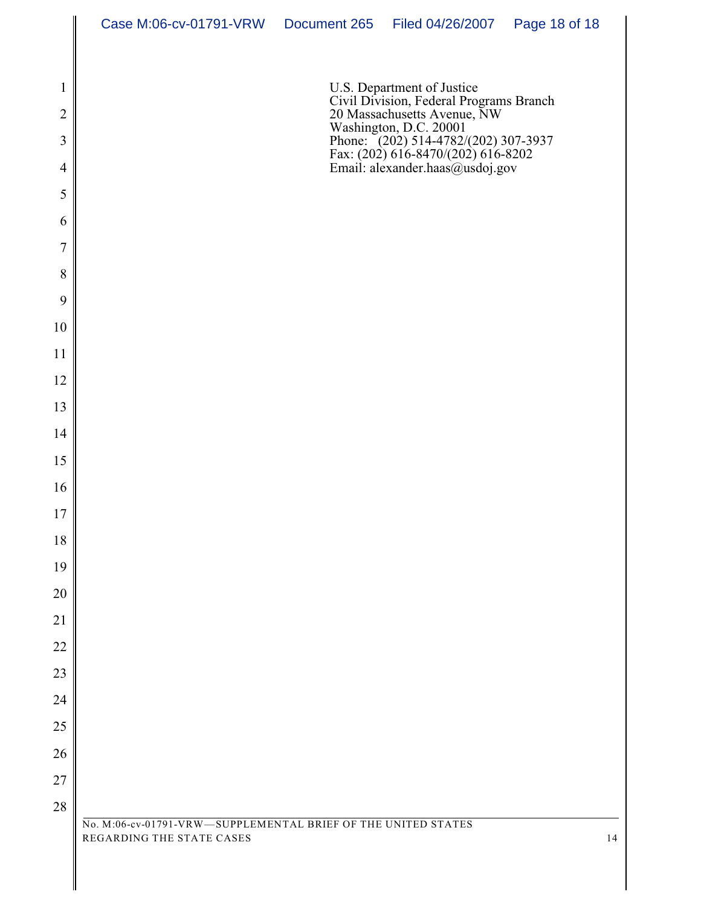U.S. Department of Justice
Civil Division, Federal Programs Branch
20 Massachusetts Avenue, NW
Washington, D.C. 20001
Phone: (202) 514-4782/(202) 307-3937
Fax: (202) 616-8470/(202) 616-8202
Email: alexander.haas@usdoj.gov